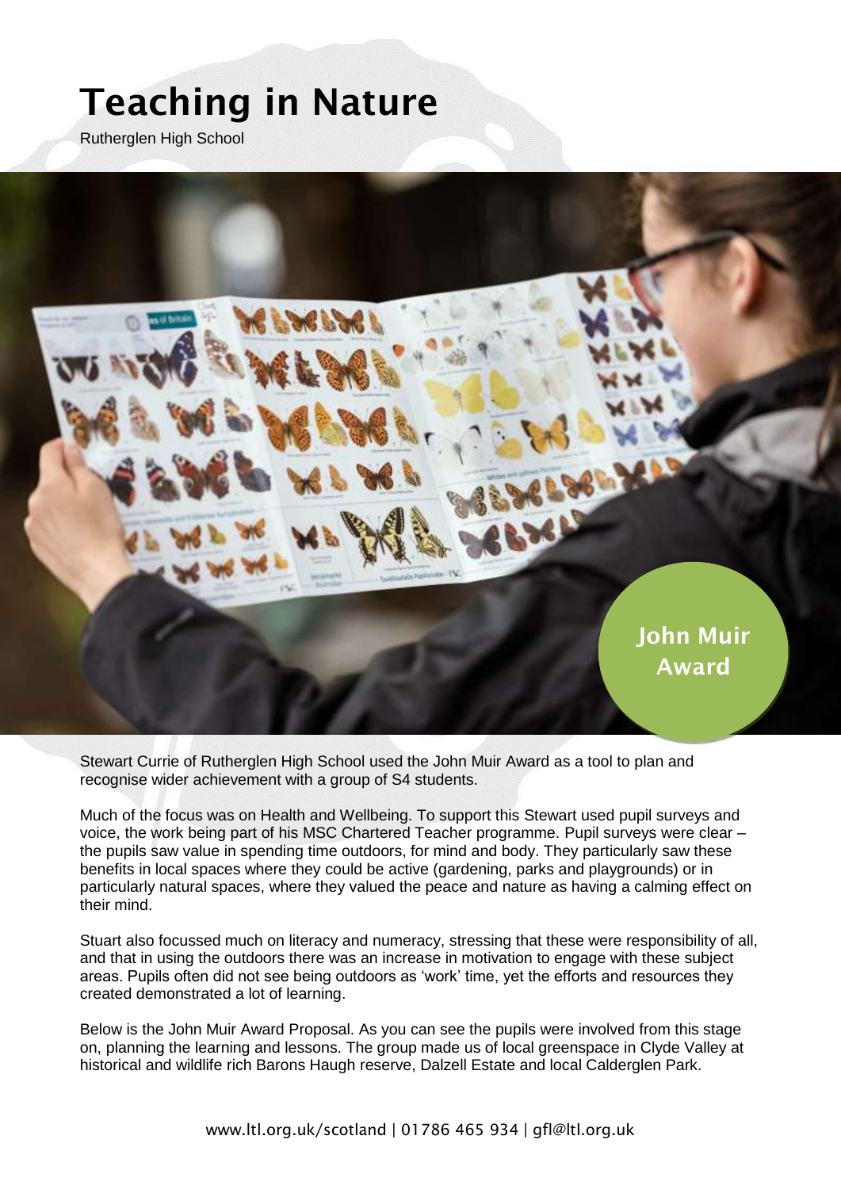# Teaching in Nature

Rutherglen High School

John Muir Award

Stewart Currie of Rutherglen High School used the John Muir Award as a tool to plan and recognise wider achievement with a group of S4 students.

Much of the focus was on Health and Wellbeing. To support this Stewart used pupil surveys and voice, the work being part of his MSC Chartered Teacher programme. Pupil surveys were clear – the pupils saw value in spending time outdoors, for mind and body. They particularly saw these benefits in local spaces where they could be active (gardening, parks and playgrounds) or in particularly natural spaces, where they valued the peace and nature as having a calming effect on their mind.

Stuart also focussed much on literacy and numeracy, stressing that these were responsibility of all, and that in using the outdoors there was an increase in motivation to engage with these subject areas. Pupils often did not see being outdoors as 'work' time, yet the efforts and resources they created demonstrated a lot of learning.

Below is the John Muir Award Proposal. As you can see the pupils were involved from this stage on, planning the learning and lessons. The group made us of local greenspace in Clyde Valley at historical and wildlife rich Barons Haugh reserve, Dalzell Estate and local Calderglen Park.

www.ltl.org.uk/scotland | 01786 465 934 | gfl@ltl.org.uk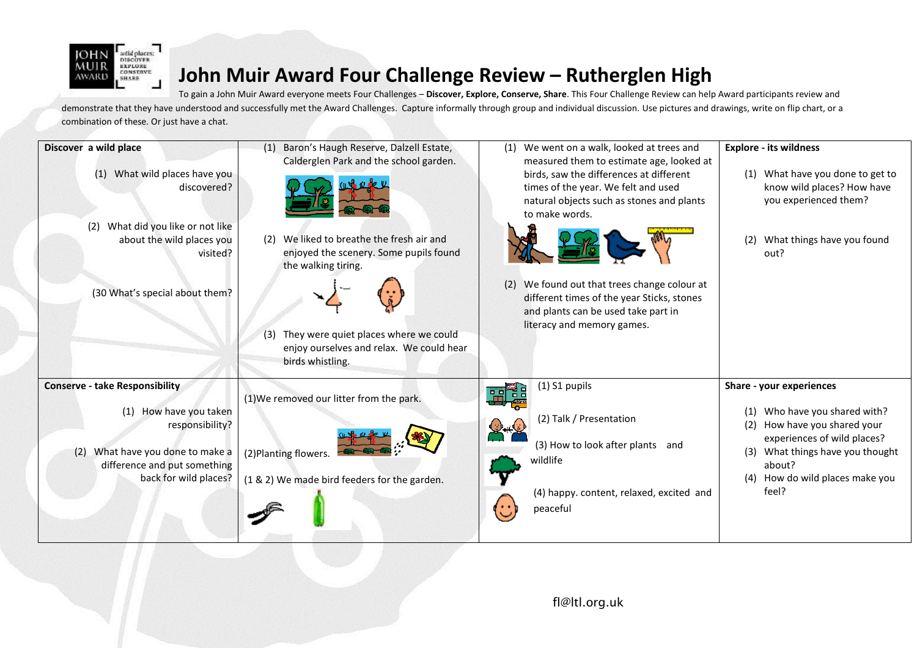# John Muir Award Four Challenge Review – Rutherglen High

To gain a John Muir Award everyone meets Four Challenges – **Discover, Explore, Conserve, Share**. This Four Challenge Review can help Award participants review and demonstrate that they have understood and successfully met the Award Challenges. Capture informally through group and individual discussion. Use pictures and drawings, write on flip chart, or a combination of these. Or just have a chat.

| | | | |
|---|---|---|---|
| **Discover a wild place**<br><br>(1) What wild places have you discovered?<br><br>(2) What did you like or not like about the wild places you visited?<br><br>(30 What's special about them? | (1) Baron's Haugh Reserve, Dalzell Estate, Calderglen Park and the school garden.<br><br>(2) We liked to breathe the fresh air and enjoyed the scenery. Some pupils found the walking tiring.<br><br>(3) They were quiet places where we could enjoy ourselves and relax. We could hear birds whistling. | (1) We went on a walk, looked at trees and measured them to estimate age, looked at birds, saw the differences at different times of the year. We felt and used natural objects such as stones and plants to make words.<br><br>(2) We found out that trees change colour at different times of the year Sticks, stones and plants can be used take part in literacy and memory games. | **Explore - its wildness**<br><br>(1) What have you done to get to know wild places? How have you experienced them?<br><br>(2) What things have you found out? |
| **Conserve - take Responsibility**<br><br>(1) How have you taken responsibility?<br><br>(2) What have you done to make a difference and put something back for wild places? | (1)We removed our litter from the park.<br><br>(2)Planting flowers.<br><br>(1 & 2) We made bird feeders for the garden. | (1) S1 pupils<br><br>(2) Talk / Presentation<br><br>(3) How to look after plants and wildlife<br><br>(4) happy. content, relaxed, excited and peaceful | **Share - your experiences**<br><br>(1) Who have you shared with?<br>(2) How have you shared your experiences of wild places?<br>(3) What things have you thought about?<br>(4) How do wild places make you feel? |

fl@ltl.org.uk